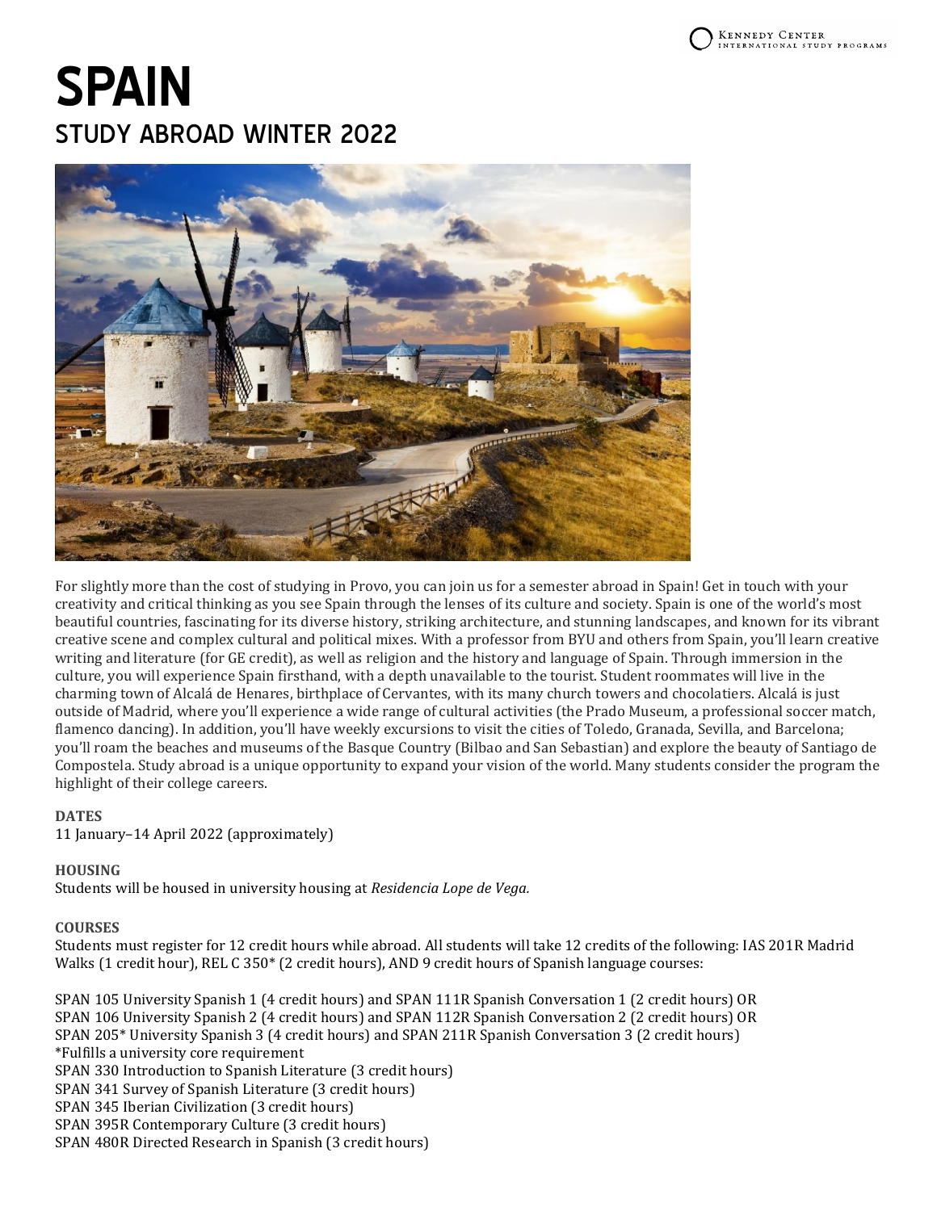# SPAIN

## STUDY ABROAD WINTER 2022

For slightly more than the cost of studying in Provo, you can join us for a semester abroad in Spain! Get in touch with your creativity and critical thinking as you see Spain through the lenses of its culture and society. Spain is one of the world's most beautiful countries, fascinating for its diverse history, striking architecture, and stunning landscapes, and known for its vibrant creative scene and complex cultural and political mixes. With a professor from BYU and others from Spain, you'll learn creative writing and literature (for GE credit), as well as religion and the history and language of Spain. Through immersion in the culture, you will experience Spain firsthand, with a depth unavailable to the tourist. Student roommates will live in the charming town of Alcalá de Henares, birthplace of Cervantes, with its many church towers and chocolatiers. Alcalá is just outside of Madrid, where you'll experience a wide range of cultural activities (the Prado Museum, a professional soccer match, flamenco dancing). In addition, you'll have weekly excursions to visit the cities of Toledo, Granada, Sevilla, and Barcelona; you'll roam the beaches and museums of the Basque Country (Bilbao and San Sebastian) and explore the beauty of Santiago de Compostela. Study abroad is a unique opportunity to expand your vision of the world. Many students consider the program the highlight of their college careers.

**DATES**

11 January–14 April 2022 (approximately)

**HOUSING**

Students will be housed in university housing at *Residencia Lope de Vega.*

**COURSES**

Students must register for 12 credit hours while abroad. All students will take 12 credits of the following: IAS 201R Madrid Walks (1 credit hour), REL C 350* (2 credit hours), AND 9 credit hours of Spanish language courses:

SPAN 105 University Spanish 1 (4 credit hours) and SPAN 111R Spanish Conversation 1 (2 credit hours) OR
SPAN 106 University Spanish 2 (4 credit hours) and SPAN 112R Spanish Conversation 2 (2 credit hours) OR
SPAN 205* University Spanish 3 (4 credit hours) and SPAN 211R Spanish Conversation 3 (2 credit hours)
*Fulfills a university core requirement
SPAN 330 Introduction to Spanish Literature (3 credit hours)
SPAN 341 Survey of Spanish Literature (3 credit hours)
SPAN 345 Iberian Civilization (3 credit hours)
SPAN 395R Contemporary Culture (3 credit hours)
SPAN 480R Directed Research in Spanish (3 credit hours)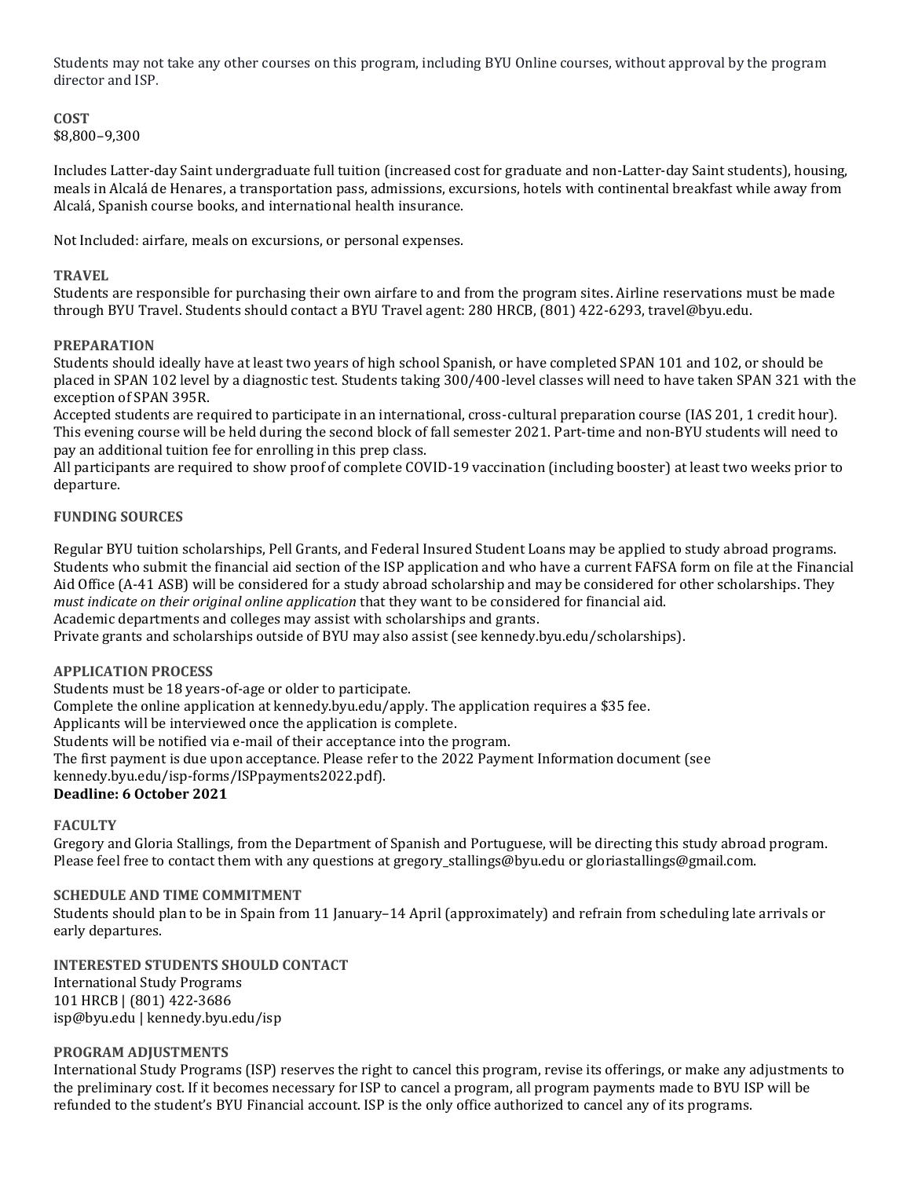Students may not take any other courses on this program, including BYU Online courses, without approval by the program director and ISP.

**COST**

$8,800–9,300

Includes Latter-day Saint undergraduate full tuition (increased cost for graduate and non-Latter-day Saint students), housing, meals in Alcalá de Henares, a transportation pass, admissions, excursions, hotels with continental breakfast while away from Alcalá, Spanish course books, and international health insurance.

Not Included: airfare, meals on excursions, or personal expenses.

**TRAVEL**

Students are responsible for purchasing their own airfare to and from the program sites. Airline reservations must be made through BYU Travel. Students should contact a BYU Travel agent: 280 HRCB, (801) 422-6293, travel@byu.edu.

**PREPARATION**

Students should ideally have at least two years of high school Spanish, or have completed SPAN 101 and 102, or should be placed in SPAN 102 level by a diagnostic test. Students taking 300/400-level classes will need to have taken SPAN 321 with the exception of SPAN 395R.

Accepted students are required to participate in an international, cross-cultural preparation course (IAS 201, 1 credit hour). This evening course will be held during the second block of fall semester 2021. Part-time and non-BYU students will need to pay an additional tuition fee for enrolling in this prep class.

All participants are required to show proof of complete COVID-19 vaccination (including booster) at least two weeks prior to departure.

**FUNDING SOURCES**

Regular BYU tuition scholarships, Pell Grants, and Federal Insured Student Loans may be applied to study abroad programs. Students who submit the financial aid section of the ISP application and who have a current FAFSA form on file at the Financial Aid Office (A-41 ASB) will be considered for a study abroad scholarship and may be considered for other scholarships. They *must indicate on their original online application* that they want to be considered for financial aid.

Academic departments and colleges may assist with scholarships and grants.

Private grants and scholarships outside of BYU may also assist (see kennedy.byu.edu/scholarships).

**APPLICATION PROCESS**

Students must be 18 years-of-age or older to participate.

Complete the online application at kennedy.byu.edu/apply. The application requires a $35 fee.

Applicants will be interviewed once the application is complete.

Students will be notified via e-mail of their acceptance into the program.

The first payment is due upon acceptance. Please refer to the 2022 Payment Information document (see kennedy.byu.edu/isp-forms/ISPpayments2022.pdf).

**Deadline: 6 October 2021**

**FACULTY**

Gregory and Gloria Stallings, from the Department of Spanish and Portuguese, will be directing this study abroad program. Please feel free to contact them with any questions at gregory_stallings@byu.edu or gloriastallings@gmail.com.

**SCHEDULE AND TIME COMMITMENT**

Students should plan to be in Spain from 11 January–14 April (approximately) and refrain from scheduling late arrivals or early departures.

**INTERESTED STUDENTS SHOULD CONTACT**

International Study Programs
101 HRCB | (801) 422-3686
isp@byu.edu | kennedy.byu.edu/isp

**PROGRAM ADJUSTMENTS**

International Study Programs (ISP) reserves the right to cancel this program, revise its offerings, or make any adjustments to the preliminary cost. If it becomes necessary for ISP to cancel a program, all program payments made to BYU ISP will be refunded to the student's BYU Financial account. ISP is the only office authorized to cancel any of its programs.